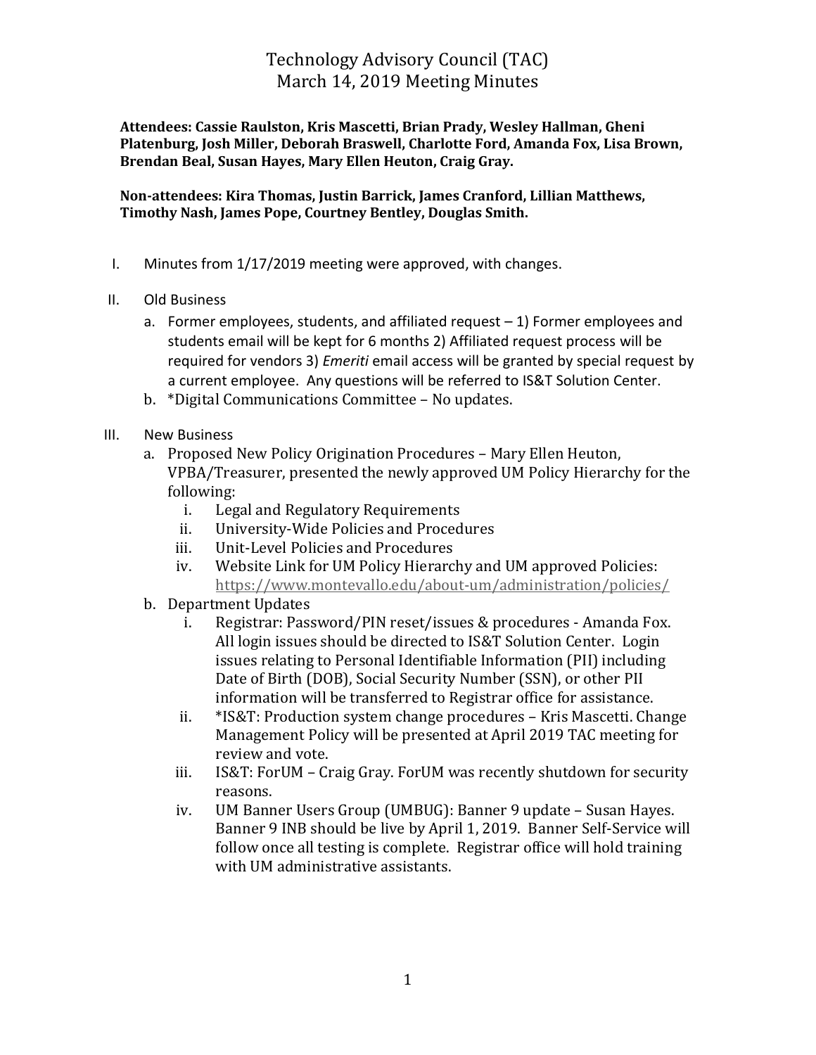# Technology Advisory Council (TAC)
## March 14, 2019 Meeting Minutes

**Attendees: Cassie Raulston, Kris Mascetti, Brian Prady, Wesley Hallman, Gheni Platenburg, Josh Miller, Deborah Braswell, Charlotte Ford, Amanda Fox, Lisa Brown, Brendan Beal, Susan Hayes, Mary Ellen Heuton, Craig Gray.**

**Non-attendees: Kira Thomas, Justin Barrick, James Cranford, Lillian Matthews, Timothy Nash, James Pope, Courtney Bentley, Douglas Smith.**

I. Minutes from 1/17/2019 meeting were approved, with changes.

II. Old Business
   a. Former employees, students, and affiliated request – 1) Former employees and students email will be kept for 6 months 2) Affiliated request process will be required for vendors 3) *Emeriti* email access will be granted by special request by a current employee. Any questions will be referred to IS&T Solution Center.
   b. *Digital Communications Committee – No updates.

III. New Business
   a. Proposed New Policy Origination Procedures – Mary Ellen Heuton, VPBA/Treasurer, presented the newly approved UM Policy Hierarchy for the following:
      i. Legal and Regulatory Requirements
      ii. University-Wide Policies and Procedures
      iii. Unit-Level Policies and Procedures
      iv. Website Link for UM Policy Hierarchy and UM approved Policies: https://www.montevallo.edu/about-um/administration/policies/
   b. Department Updates
      i. Registrar: Password/PIN reset/issues & procedures - Amanda Fox. All login issues should be directed to IS&T Solution Center. Login issues relating to Personal Identifiable Information (PII) including Date of Birth (DOB), Social Security Number (SSN), or other PII information will be transferred to Registrar office for assistance.
      ii. *IS&T: Production system change procedures – Kris Mascetti. Change Management Policy will be presented at April 2019 TAC meeting for review and vote.
      iii. IS&T: ForUM – Craig Gray. ForUM was recently shutdown for security reasons.
      iv. UM Banner Users Group (UMBUG): Banner 9 update – Susan Hayes. Banner 9 INB should be live by April 1, 2019. Banner Self-Service will follow once all testing is complete. Registrar office will hold training with UM administrative assistants.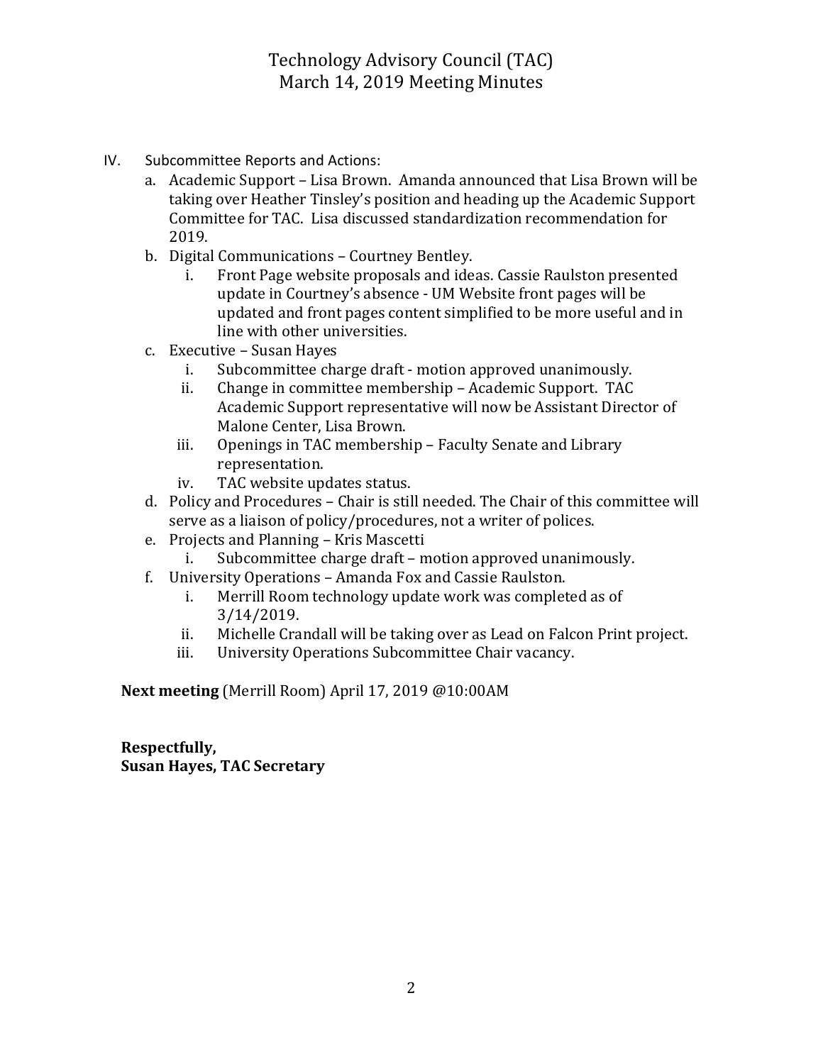IV. Subcommittee Reports and Actions:
   a. Academic Support – Lisa Brown. Amanda announced that Lisa Brown will be taking over Heather Tinsley's position and heading up the Academic Support Committee for TAC. Lisa discussed standardization recommendation for 2019.
   b. Digital Communications – Courtney Bentley.
      i. Front Page website proposals and ideas. Cassie Raulston presented update in Courtney's absence - UM Website front pages will be updated and front pages content simplified to be more useful and in line with other universities.
   c. Executive – Susan Hayes
      i. Subcommittee charge draft - motion approved unanimously.
      ii. Change in committee membership – Academic Support. TAC Academic Support representative will now be Assistant Director of Malone Center, Lisa Brown.
      iii. Openings in TAC membership – Faculty Senate and Library representation.
      iv. TAC website updates status.
   d. Policy and Procedures – Chair is still needed. The Chair of this committee will serve as a liaison of policy/procedures, not a writer of polices.
   e. Projects and Planning – Kris Mascetti
      i. Subcommittee charge draft – motion approved unanimously.
   f. University Operations – Amanda Fox and Cassie Raulston.
      i. Merrill Room technology update work was completed as of 3/14/2019.
      ii. Michelle Crandall will be taking over as Lead on Falcon Print project.
      iii. University Operations Subcommittee Chair vacancy.

**Next meeting** (Merrill Room) April 17, 2019 @10:00AM

**Respectfully,**
**Susan Hayes, TAC Secretary**